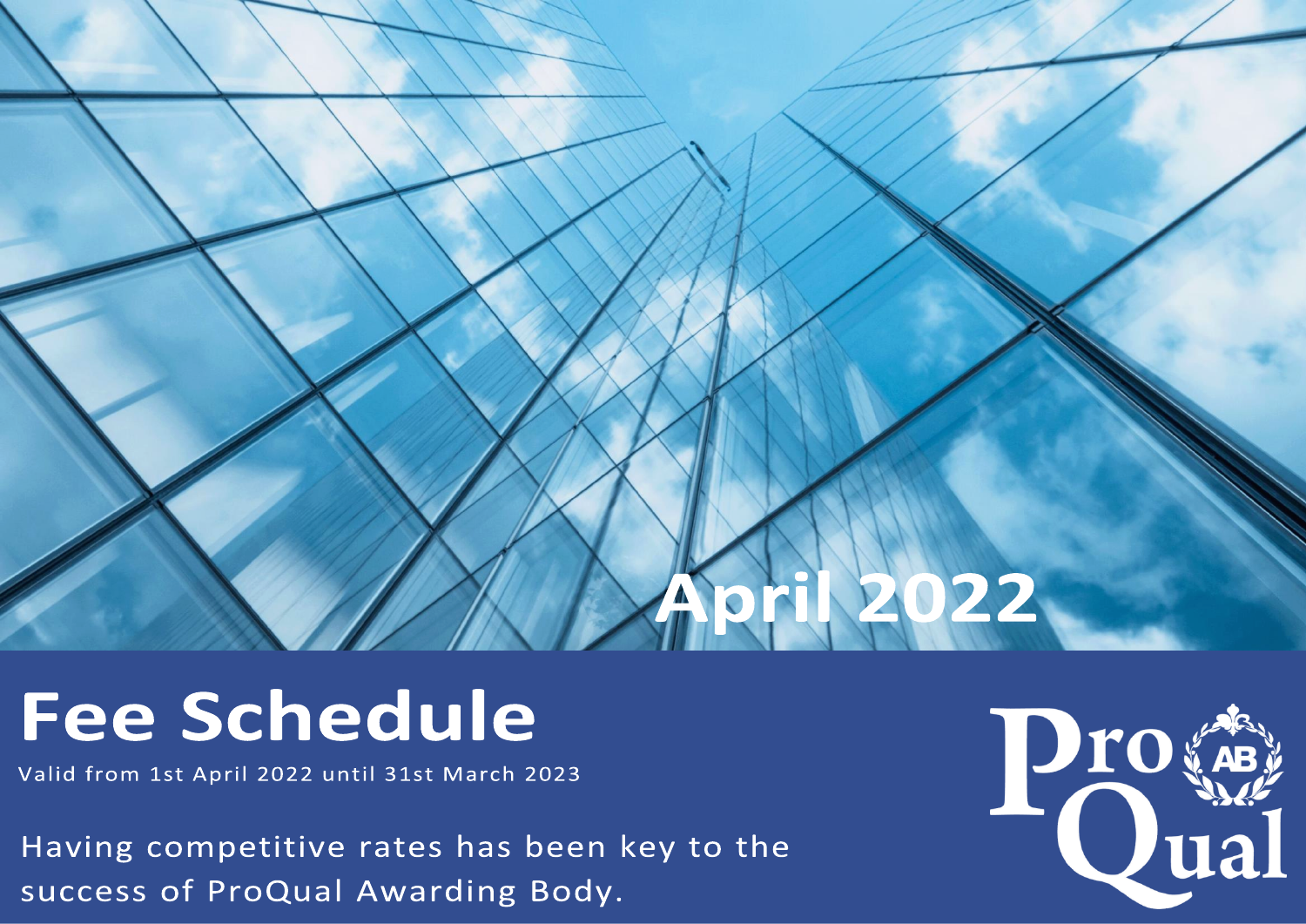April 2022

# Fee Schedule

Valid from 1st April 2022 until 31st March 2023

Having competitive rates has been key to the success of ProQual Awarding Body.

ProQual AB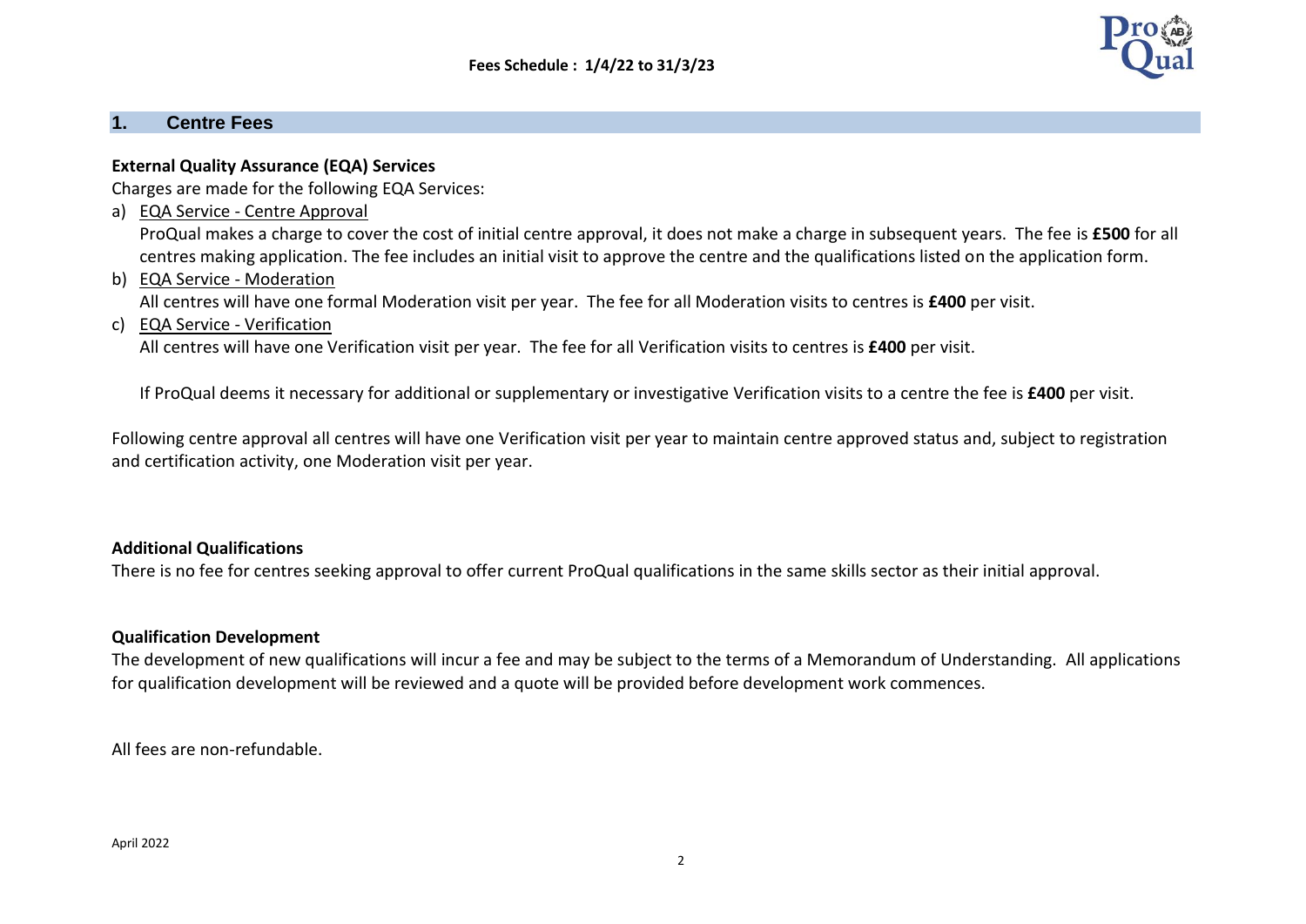# Fees Schedule : 1/4/22 to 31/3/23

## 1. Centre Fees

**External Quality Assurance (EQA) Services**

Charges are made for the following EQA Services:

a) EQA Service - Centre Approval
   ProQual makes a charge to cover the cost of initial centre approval, it does not make a charge in subsequent years. The fee is **£500** for all centres making application. The fee includes an initial visit to approve the centre and the qualifications listed on the application form.

b) EQA Service - Moderation
   All centres will have one formal Moderation visit per year. The fee for all Moderation visits to centres is **£400** per visit.

c) EQA Service - Verification
   All centres will have one Verification visit per year. The fee for all Verification visits to centres is **£400** per visit.

   If ProQual deems it necessary for additional or supplementary or investigative Verification visits to a centre the fee is **£400** per visit.

Following centre approval all centres will have one Verification visit per year to maintain centre approved status and, subject to registration and certification activity, one Moderation visit per year.

**Additional Qualifications**

There is no fee for centres seeking approval to offer current ProQual qualifications in the same skills sector as their initial approval.

**Qualification Development**

The development of new qualifications will incur a fee and may be subject to the terms of a Memorandum of Understanding. All applications for qualification development will be reviewed and a quote will be provided before development work commences.

All fees are non-refundable.

April 2022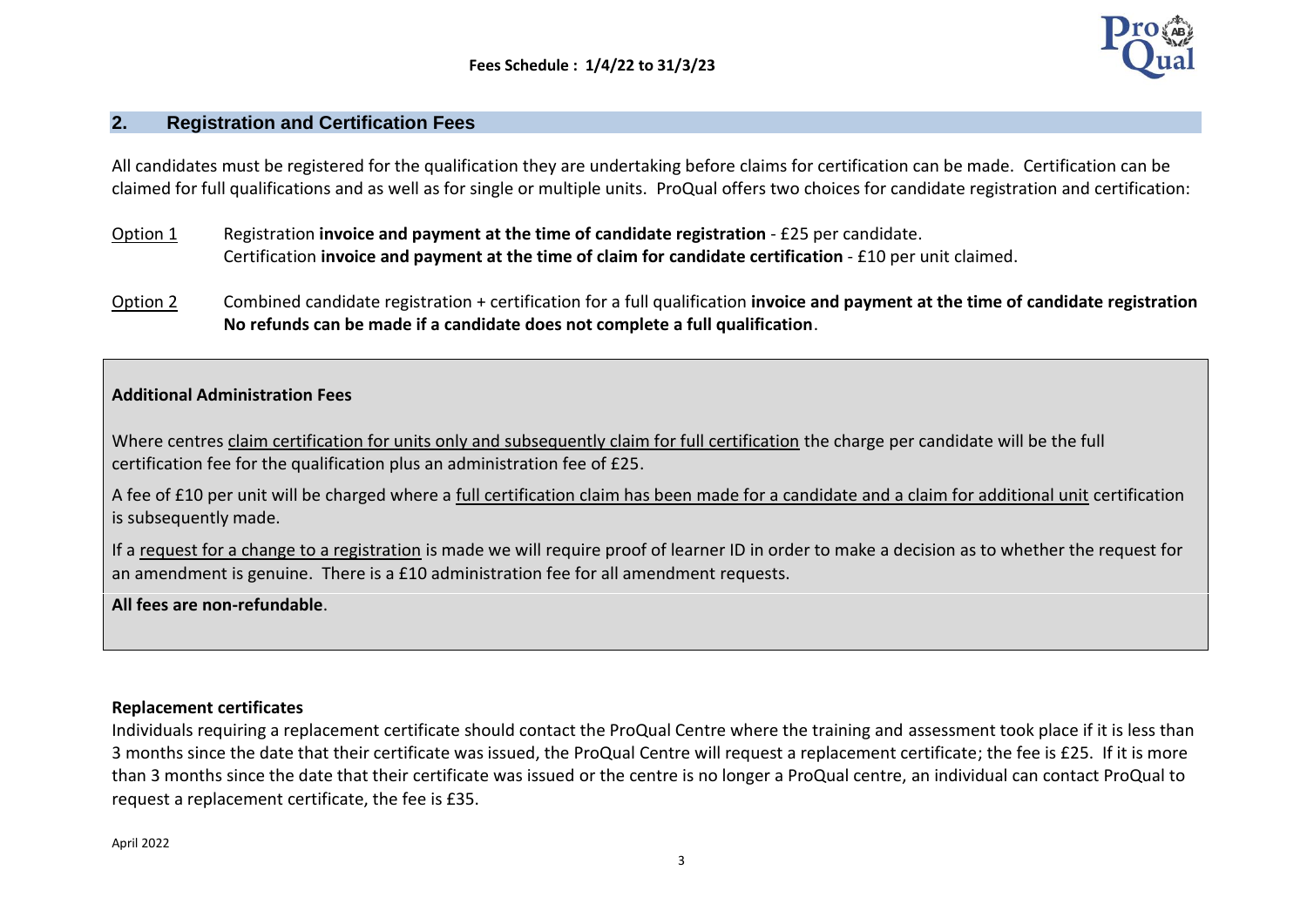## 2. Registration and Certification Fees

All candidates must be registered for the qualification they are undertaking before claims for certification can be made. Certification can be claimed for full qualifications and as well as for single or multiple units. ProQual offers two choices for candidate registration and certification:

Option 1 Registration **invoice and payment at the time of candidate registration** - £25 per candidate.
Certification **invoice and payment at the time of claim for candidate certification** - £10 per unit claimed.

Option 2 Combined candidate registration + certification for a full qualification **invoice and payment at the time of candidate registration No refunds can be made if a candidate does not complete a full qualification**.

**Additional Administration Fees**

Where centres claim certification for units only and subsequently claim for full certification the charge per candidate will be the full certification fee for the qualification plus an administration fee of £25.

A fee of £10 per unit will be charged where a full certification claim has been made for a candidate and a claim for additional unit certification is subsequently made.

If a request for a change to a registration is made we will require proof of learner ID in order to make a decision as to whether the request for an amendment is genuine. There is a £10 administration fee for all amendment requests.

**All fees are non-refundable**.

**Replacement certificates**

Individuals requiring a replacement certificate should contact the ProQual Centre where the training and assessment took place if it is less than 3 months since the date that their certificate was issued, the ProQual Centre will request a replacement certificate; the fee is £25. If it is more than 3 months since the date that their certificate was issued or the centre is no longer a ProQual centre, an individual can contact ProQual to request a replacement certificate, the fee is £35.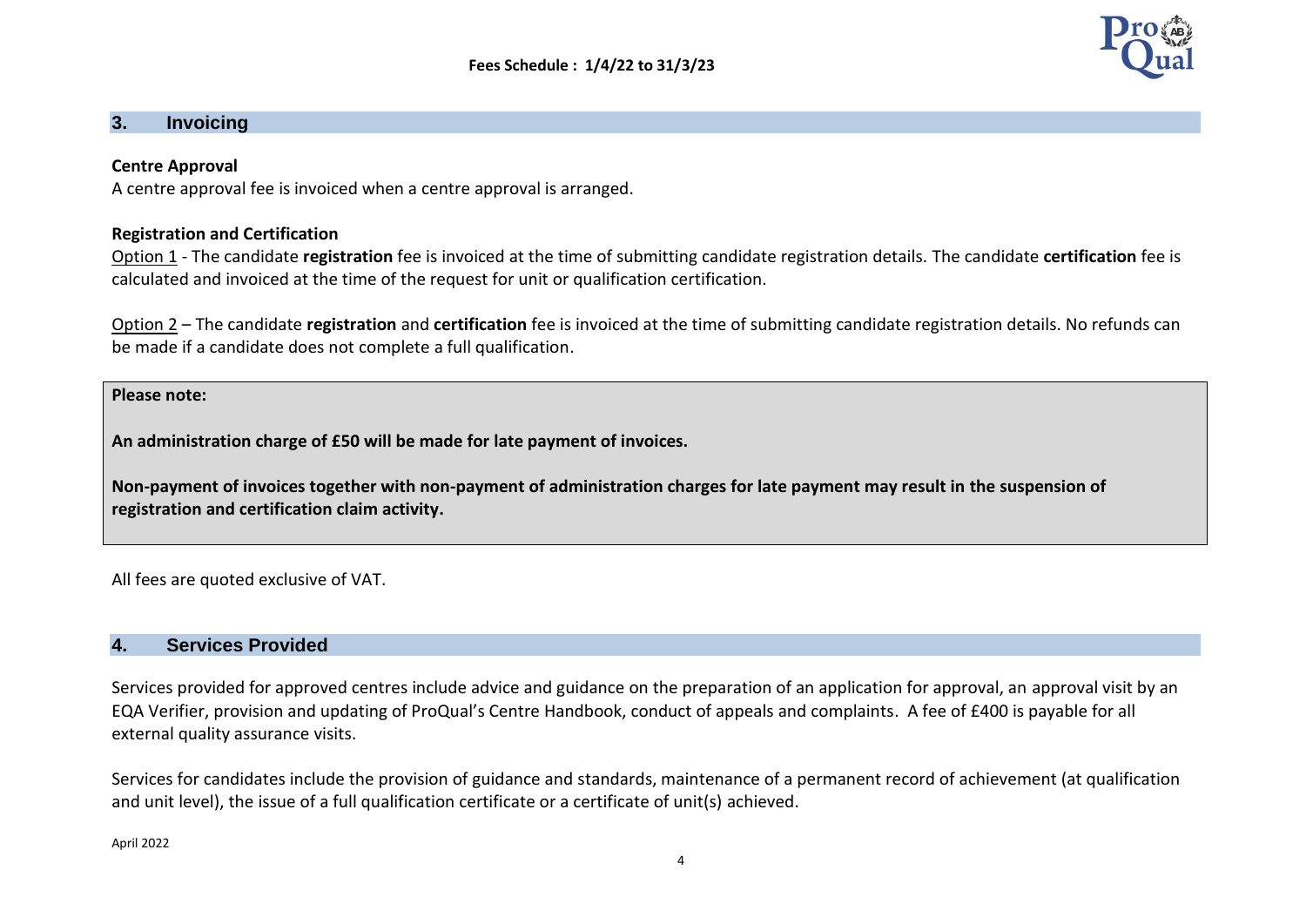## 3. Invoicing

**Centre Approval**

A centre approval fee is invoiced when a centre approval is arranged.

**Registration and Certification**

Option 1 - The candidate **registration** fee is invoiced at the time of submitting candidate registration details. The candidate **certification** fee is calculated and invoiced at the time of the request for unit or qualification certification.

Option 2 – The candidate **registration** and **certification** fee is invoiced at the time of submitting candidate registration details. No refunds can be made if a candidate does not complete a full qualification.

**Please note:**

**An administration charge of £50 will be made for late payment of invoices.**

**Non-payment of invoices together with non-payment of administration charges for late payment may result in the suspension of registration and certification claim activity.**

All fees are quoted exclusive of VAT.

## 4. Services Provided

Services provided for approved centres include advice and guidance on the preparation of an application for approval, an approval visit by an EQA Verifier, provision and updating of ProQual's Centre Handbook, conduct of appeals and complaints. A fee of £400 is payable for all external quality assurance visits.

Services for candidates include the provision of guidance and standards, maintenance of a permanent record of achievement (at qualification and unit level), the issue of a full qualification certificate or a certificate of unit(s) achieved.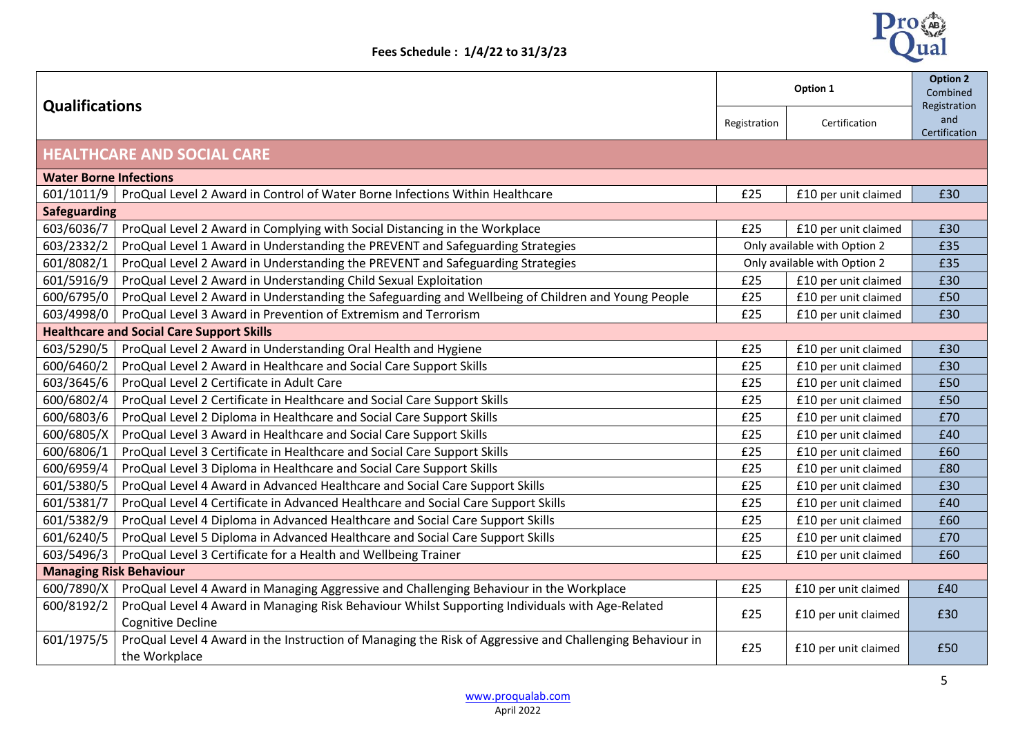Fees Schedule : 1/4/22 to 31/3/23

| Qualifications | | Option 1 | | Option 2 Combined Registration and Certification |
|---|---|---|---|---|
| | | Registration | Certification | |
| **HEALTHCARE AND SOCIAL CARE** | | | | |
| **Water Borne Infections** | | | | |
| 601/1011/9 | ProQual Level 2 Award in Control of Water Borne Infections Within Healthcare | £25 | £10 per unit claimed | £30 |
| **Safeguarding** | | | | |
| 603/6036/7 | ProQual Level 2 Award in Complying with Social Distancing in the Workplace | £25 | £10 per unit claimed | £30 |
| 603/2332/2 | ProQual Level 1 Award in Understanding the PREVENT and Safeguarding Strategies | Only available with Option 2 | | £35 |
| 601/8082/1 | ProQual Level 2 Award in Understanding the PREVENT and Safeguarding Strategies | Only available with Option 2 | | £35 |
| 601/5916/9 | ProQual Level 2 Award in Understanding Child Sexual Exploitation | £25 | £10 per unit claimed | £30 |
| 600/6795/0 | ProQual Level 2 Award in Understanding the Safeguarding and Wellbeing of Children and Young People | £25 | £10 per unit claimed | £50 |
| 603/4998/0 | ProQual Level 3 Award in Prevention of Extremism and Terrorism | £25 | £10 per unit claimed | £30 |
| **Healthcare and Social Care Support Skills** | | | | |
| 603/5290/5 | ProQual Level 2 Award in Understanding Oral Health and Hygiene | £25 | £10 per unit claimed | £30 |
| 600/6460/2 | ProQual Level 2 Award in Healthcare and Social Care Support Skills | £25 | £10 per unit claimed | £30 |
| 603/3645/6 | ProQual Level 2 Certificate in Adult Care | £25 | £10 per unit claimed | £50 |
| 600/6802/4 | ProQual Level 2 Certificate in Healthcare and Social Care Support Skills | £25 | £10 per unit claimed | £50 |
| 600/6803/6 | ProQual Level 2 Diploma in Healthcare and Social Care Support Skills | £25 | £10 per unit claimed | £70 |
| 600/6805/X | ProQual Level 3 Award in Healthcare and Social Care Support Skills | £25 | £10 per unit claimed | £40 |
| 600/6806/1 | ProQual Level 3 Certificate in Healthcare and Social Care Support Skills | £25 | £10 per unit claimed | £60 |
| 600/6959/4 | ProQual Level 3 Diploma in Healthcare and Social Care Support Skills | £25 | £10 per unit claimed | £80 |
| 601/5380/5 | ProQual Level 4 Award in Advanced Healthcare and Social Care Support Skills | £25 | £10 per unit claimed | £30 |
| 601/5381/7 | ProQual Level 4 Certificate in Advanced Healthcare and Social Care Support Skills | £25 | £10 per unit claimed | £40 |
| 601/5382/9 | ProQual Level 4 Diploma in Advanced Healthcare and Social Care Support Skills | £25 | £10 per unit claimed | £60 |
| 601/6240/5 | ProQual Level 5 Diploma in Advanced Healthcare and Social Care Support Skills | £25 | £10 per unit claimed | £70 |
| 603/5496/3 | ProQual Level 3 Certificate for a Health and Wellbeing Trainer | £25 | £10 per unit claimed | £60 |
| **Managing Risk Behaviour** | | | | |
| 600/7890/X | ProQual Level 4 Award in Managing Aggressive and Challenging Behaviour in the Workplace | £25 | £10 per unit claimed | £40 |
| 600/8192/2 | ProQual Level 4 Award in Managing Risk Behaviour Whilst Supporting Individuals with Age-Related Cognitive Decline | £25 | £10 per unit claimed | £30 |
| 601/1975/5 | ProQual Level 4 Award in the Instruction of Managing the Risk of Aggressive and Challenging Behaviour in the Workplace | £25 | £10 per unit claimed | £50 |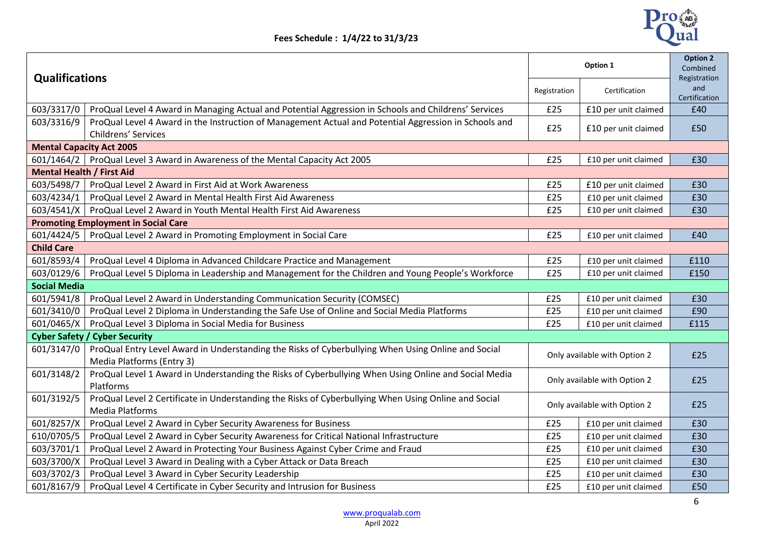Fees Schedule : 1/4/22 to 31/3/23

| Qualifications | | Option 1 | | Option 2 Combined Registration and Certification |
|---|---|---|---|---|
| | | Registration | Certification | |
| 603/3317/0 | ProQual Level 4 Award in Managing Actual and Potential Aggression in Schools and Childrens' Services | £25 | £10 per unit claimed | £40 |
| 603/3316/9 | ProQual Level 4 Award in the Instruction of Management Actual and Potential Aggression in Schools and Childrens' Services | £25 | £10 per unit claimed | £50 |
| **Mental Capacity Act 2005** | | | | |
| 601/1464/2 | ProQual Level 3 Award in Awareness of the Mental Capacity Act 2005 | £25 | £10 per unit claimed | £30 |
| **Mental Health / First Aid** | | | | |
| 603/5498/7 | ProQual Level 2 Award in First Aid at Work Awareness | £25 | £10 per unit claimed | £30 |
| 603/4234/1 | ProQual Level 2 Award in Mental Health First Aid Awareness | £25 | £10 per unit claimed | £30 |
| 603/4541/X | ProQual Level 2 Award in Youth Mental Health First Aid Awareness | £25 | £10 per unit claimed | £30 |
| **Promoting Employment in Social Care** | | | | |
| 601/4424/5 | ProQual Level 2 Award in Promoting Employment in Social Care | £25 | £10 per unit claimed | £40 |
| **Child Care** | | | | |
| 601/8593/4 | ProQual Level 4 Diploma in Advanced Childcare Practice and Management | £25 | £10 per unit claimed | £110 |
| 603/0129/6 | ProQual Level 5 Diploma in Leadership and Management for the Children and Young People's Workforce | £25 | £10 per unit claimed | £150 |
| **Social Media** | | | | |
| 601/5941/8 | ProQual Level 2 Award in Understanding Communication Security (COMSEC) | £25 | £10 per unit claimed | £30 |
| 601/3410/0 | ProQual Level 2 Diploma in Understanding the Safe Use of Online and Social Media Platforms | £25 | £10 per unit claimed | £90 |
| 601/0465/X | ProQual Level 3 Diploma in Social Media for Business | £25 | £10 per unit claimed | £115 |
| **Cyber Safety / Cyber Security** | | | | |
| 601/3147/0 | ProQual Entry Level Award in Understanding the Risks of Cyberbullying When Using Online and Social Media Platforms (Entry 3) | Only available with Option 2 | | £25 |
| 601/3148/2 | ProQual Level 1 Award in Understanding the Risks of Cyberbullying When Using Online and Social Media Platforms | Only available with Option 2 | | £25 |
| 601/3192/5 | ProQual Level 2 Certificate in Understanding the Risks of Cyberbullying When Using Online and Social Media Platforms | Only available with Option 2 | | £25 |
| 601/8257/X | ProQual Level 2 Award in Cyber Security Awareness for Business | £25 | £10 per unit claimed | £30 |
| 610/0705/5 | ProQual Level 2 Award in Cyber Security Awareness for Critical National Infrastructure | £25 | £10 per unit claimed | £30 |
| 603/3701/1 | ProQual Level 2 Award in Protecting Your Business Against Cyber Crime and Fraud | £25 | £10 per unit claimed | £30 |
| 603/3700/X | ProQual Level 3 Award in Dealing with a Cyber Attack or Data Breach | £25 | £10 per unit claimed | £30 |
| 603/3702/3 | ProQual Level 3 Award in Cyber Security Leadership | £25 | £10 per unit claimed | £30 |
| 601/8167/9 | ProQual Level 4 Certificate in Cyber Security and Intrusion for Business | £25 | £10 per unit claimed | £50 |

www.proqualab.com
April 2022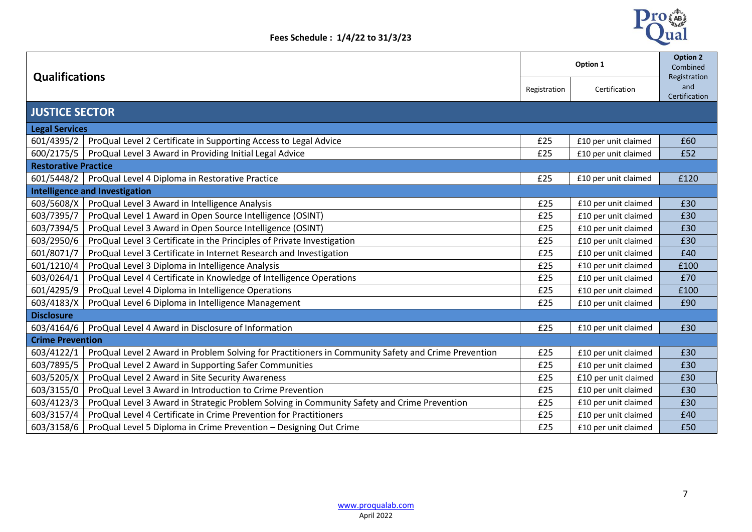Fees Schedule : 1/4/22 to 31/3/23

| Qualifications | | Option 1 | | Option 2 Combined Registration and Certification |
|---|---|---|---|---|
| | | Registration | Certification | |
| **JUSTICE SECTOR** | | | | |
| **Legal Services** | | | | |
| 601/4395/2 | ProQual Level 2 Certificate in Supporting Access to Legal Advice | £25 | £10 per unit claimed | £60 |
| 600/2175/5 | ProQual Level 3 Award in Providing Initial Legal Advice | £25 | £10 per unit claimed | £52 |
| **Restorative Practice** | | | | |
| 601/5448/2 | ProQual Level 4 Diploma in Restorative Practice | £25 | £10 per unit claimed | £120 |
| **Intelligence and Investigation** | | | | |
| 603/5608/X | ProQual Level 3 Award in Intelligence Analysis | £25 | £10 per unit claimed | £30 |
| 603/7395/7 | ProQual Level 1 Award in Open Source Intelligence (OSINT) | £25 | £10 per unit claimed | £30 |
| 603/7394/5 | ProQual Level 3 Award in Open Source Intelligence (OSINT) | £25 | £10 per unit claimed | £30 |
| 603/2950/6 | ProQual Level 3 Certificate in the Principles of Private Investigation | £25 | £10 per unit claimed | £30 |
| 601/8071/7 | ProQual Level 3 Certificate in Internet Research and Investigation | £25 | £10 per unit claimed | £40 |
| 601/1210/4 | ProQual Level 3 Diploma in Intelligence Analysis | £25 | £10 per unit claimed | £100 |
| 603/0264/1 | ProQual Level 4 Certificate in Knowledge of Intelligence Operations | £25 | £10 per unit claimed | £70 |
| 601/4295/9 | ProQual Level 4 Diploma in Intelligence Operations | £25 | £10 per unit claimed | £100 |
| 603/4183/X | ProQual Level 6 Diploma in Intelligence Management | £25 | £10 per unit claimed | £90 |
| **Disclosure** | | | | |
| 603/4164/6 | ProQual Level 4 Award in Disclosure of Information | £25 | £10 per unit claimed | £30 |
| **Crime Prevention** | | | | |
| 603/4122/1 | ProQual Level 2 Award in Problem Solving for Practitioners in Community Safety and Crime Prevention | £25 | £10 per unit claimed | £30 |
| 603/7895/5 | ProQual Level 2 Award in Supporting Safer Communities | £25 | £10 per unit claimed | £30 |
| 603/5205/X | ProQual Level 2 Award in Site Security Awareness | £25 | £10 per unit claimed | £30 |
| 603/3155/0 | ProQual Level 3 Award in Introduction to Crime Prevention | £25 | £10 per unit claimed | £30 |
| 603/4123/3 | ProQual Level 3 Award in Strategic Problem Solving in Community Safety and Crime Prevention | £25 | £10 per unit claimed | £30 |
| 603/3157/4 | ProQual Level 4 Certificate in Crime Prevention for Practitioners | £25 | £10 per unit claimed | £40 |
| 603/3158/6 | ProQual Level 5 Diploma in Crime Prevention – Designing Out Crime | £25 | £10 per unit claimed | £50 |

www.proqualab.com
April 2022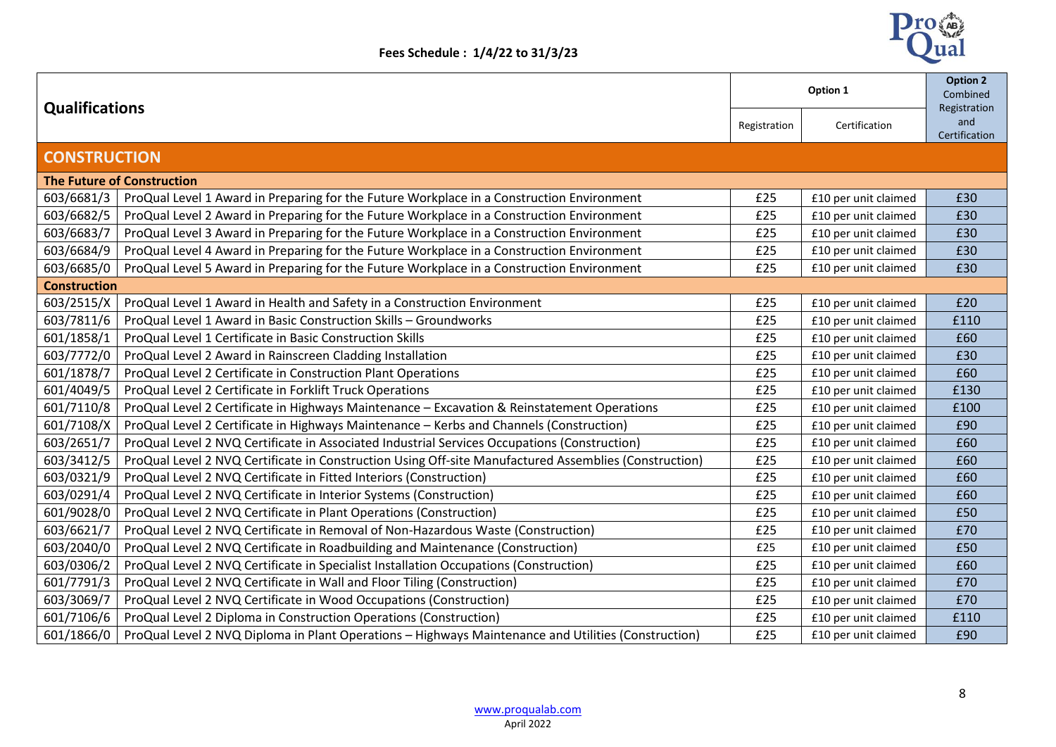Fees Schedule : 1/4/22 to 31/3/23

| Qualifications | | Option 1 | | Option 2 Combined Registration and Certification |
|---|---|---|---|---|
| | | Registration | Certification | |
| **CONSTRUCTION** | | | | |
| **The Future of Construction** | | | | |
| 603/6681/3 | ProQual Level 1 Award in Preparing for the Future Workplace in a Construction Environment | £25 | £10 per unit claimed | £30 |
| 603/6682/5 | ProQual Level 2 Award in Preparing for the Future Workplace in a Construction Environment | £25 | £10 per unit claimed | £30 |
| 603/6683/7 | ProQual Level 3 Award in Preparing for the Future Workplace in a Construction Environment | £25 | £10 per unit claimed | £30 |
| 603/6684/9 | ProQual Level 4 Award in Preparing for the Future Workplace in a Construction Environment | £25 | £10 per unit claimed | £30 |
| 603/6685/0 | ProQual Level 5 Award in Preparing for the Future Workplace in a Construction Environment | £25 | £10 per unit claimed | £30 |
| **Construction** | | | | |
| 603/2515/X | ProQual Level 1 Award in Health and Safety in a Construction Environment | £25 | £10 per unit claimed | £20 |
| 603/7811/6 | ProQual Level 1 Award in Basic Construction Skills – Groundworks | £25 | £10 per unit claimed | £110 |
| 601/1858/1 | ProQual Level 1 Certificate in Basic Construction Skills | £25 | £10 per unit claimed | £60 |
| 603/7772/0 | ProQual Level 2 Award in Rainscreen Cladding Installation | £25 | £10 per unit claimed | £30 |
| 601/1878/7 | ProQual Level 2 Certificate in Construction Plant Operations | £25 | £10 per unit claimed | £60 |
| 601/4049/5 | ProQual Level 2 Certificate in Forklift Truck Operations | £25 | £10 per unit claimed | £130 |
| 601/7110/8 | ProQual Level 2 Certificate in Highways Maintenance – Excavation & Reinstatement Operations | £25 | £10 per unit claimed | £100 |
| 601/7108/X | ProQual Level 2 Certificate in Highways Maintenance – Kerbs and Channels (Construction) | £25 | £10 per unit claimed | £90 |
| 603/2651/7 | ProQual Level 2 NVQ Certificate in Associated Industrial Services Occupations (Construction) | £25 | £10 per unit claimed | £60 |
| 603/3412/5 | ProQual Level 2 NVQ Certificate in Construction Using Off-site Manufactured Assemblies (Construction) | £25 | £10 per unit claimed | £60 |
| 603/0321/9 | ProQual Level 2 NVQ Certificate in Fitted Interiors (Construction) | £25 | £10 per unit claimed | £60 |
| 603/0291/4 | ProQual Level 2 NVQ Certificate in Interior Systems (Construction) | £25 | £10 per unit claimed | £60 |
| 601/9028/0 | ProQual Level 2 NVQ Certificate in Plant Operations (Construction) | £25 | £10 per unit claimed | £50 |
| 603/6621/7 | ProQual Level 2 NVQ Certificate in Removal of Non-Hazardous Waste (Construction) | £25 | £10 per unit claimed | £70 |
| 603/2040/0 | ProQual Level 2 NVQ Certificate in Roadbuilding and Maintenance (Construction) | £25 | £10 per unit claimed | £50 |
| 603/0306/2 | ProQual Level 2 NVQ Certificate in Specialist Installation Occupations (Construction) | £25 | £10 per unit claimed | £60 |
| 601/7791/3 | ProQual Level 2 NVQ Certificate in Wall and Floor Tiling (Construction) | £25 | £10 per unit claimed | £70 |
| 603/3069/7 | ProQual Level 2 NVQ Certificate in Wood Occupations (Construction) | £25 | £10 per unit claimed | £70 |
| 601/7106/6 | ProQual Level 2 Diploma in Construction Operations (Construction) | £25 | £10 per unit claimed | £110 |
| 601/1866/0 | ProQual Level 2 NVQ Diploma in Plant Operations – Highways Maintenance and Utilities (Construction) | £25 | £10 per unit claimed | £90 |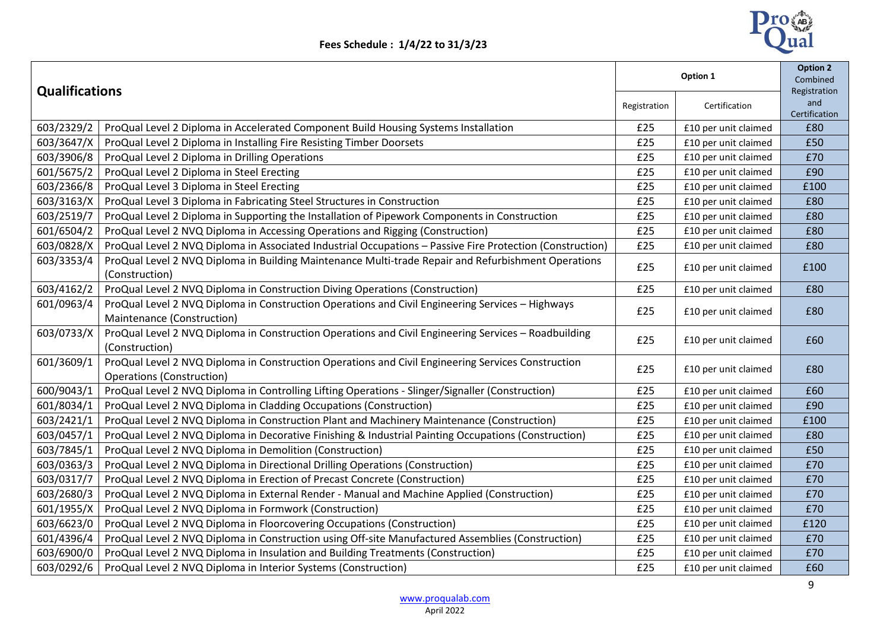Fees Schedule : 1/4/22 to 31/3/23

| Qualifications | | Option 1 | | Option 2 Combined Registration and Certification |
|---|---|---|---|---|
| | | Registration | Certification | |
| 603/2329/2 | ProQual Level 2 Diploma in Accelerated Component Build Housing Systems Installation | £25 | £10 per unit claimed | £80 |
| 603/3647/X | ProQual Level 2 Diploma in Installing Fire Resisting Timber Doorsets | £25 | £10 per unit claimed | £50 |
| 603/3906/8 | ProQual Level 2 Diploma in Drilling Operations | £25 | £10 per unit claimed | £70 |
| 601/5675/2 | ProQual Level 2 Diploma in Steel Erecting | £25 | £10 per unit claimed | £90 |
| 603/2366/8 | ProQual Level 3 Diploma in Steel Erecting | £25 | £10 per unit claimed | £100 |
| 603/3163/X | ProQual Level 3 Diploma in Fabricating Steel Structures in Construction | £25 | £10 per unit claimed | £80 |
| 603/2519/7 | ProQual Level 2 Diploma in Supporting the Installation of Pipework Components in Construction | £25 | £10 per unit claimed | £80 |
| 601/6504/2 | ProQual Level 2 NVQ Diploma in Accessing Operations and Rigging (Construction) | £25 | £10 per unit claimed | £80 |
| 603/0828/X | ProQual Level 2 NVQ Diploma in Associated Industrial Occupations – Passive Fire Protection (Construction) | £25 | £10 per unit claimed | £80 |
| 603/3353/4 | ProQual Level 2 NVQ Diploma in Building Maintenance Multi-trade Repair and Refurbishment Operations (Construction) | £25 | £10 per unit claimed | £100 |
| 603/4162/2 | ProQual Level 2 NVQ Diploma in Construction Diving Operations (Construction) | £25 | £10 per unit claimed | £80 |
| 601/0963/4 | ProQual Level 2 NVQ Diploma in Construction Operations and Civil Engineering Services – Highways Maintenance (Construction) | £25 | £10 per unit claimed | £80 |
| 603/0733/X | ProQual Level 2 NVQ Diploma in Construction Operations and Civil Engineering Services – Roadbuilding (Construction) | £25 | £10 per unit claimed | £60 |
| 601/3609/1 | ProQual Level 2 NVQ Diploma in Construction Operations and Civil Engineering Services Construction Operations (Construction) | £25 | £10 per unit claimed | £80 |
| 600/9043/1 | ProQual Level 2 NVQ Diploma in Controlling Lifting Operations - Slinger/Signaller (Construction) | £25 | £10 per unit claimed | £60 |
| 601/8034/1 | ProQual Level 2 NVQ Diploma in Cladding Occupations (Construction) | £25 | £10 per unit claimed | £90 |
| 603/2421/1 | ProQual Level 2 NVQ Diploma in Construction Plant and Machinery Maintenance (Construction) | £25 | £10 per unit claimed | £100 |
| 603/0457/1 | ProQual Level 2 NVQ Diploma in Decorative Finishing & Industrial Painting Occupations (Construction) | £25 | £10 per unit claimed | £80 |
| 603/7845/1 | ProQual Level 2 NVQ Diploma in Demolition (Construction) | £25 | £10 per unit claimed | £50 |
| 603/0363/3 | ProQual Level 2 NVQ Diploma in Directional Drilling Operations (Construction) | £25 | £10 per unit claimed | £70 |
| 603/0317/7 | ProQual Level 2 NVQ Diploma in Erection of Precast Concrete (Construction) | £25 | £10 per unit claimed | £70 |
| 603/2680/3 | ProQual Level 2 NVQ Diploma in External Render - Manual and Machine Applied (Construction) | £25 | £10 per unit claimed | £70 |
| 601/1955/X | ProQual Level 2 NVQ Diploma in Formwork (Construction) | £25 | £10 per unit claimed | £70 |
| 603/6623/0 | ProQual Level 2 NVQ Diploma in Floorcovering Occupations (Construction) | £25 | £10 per unit claimed | £120 |
| 601/4396/4 | ProQual Level 2 NVQ Diploma in Construction using Off-site Manufactured Assemblies (Construction) | £25 | £10 per unit claimed | £70 |
| 603/6900/0 | ProQual Level 2 NVQ Diploma in Insulation and Building Treatments (Construction) | £25 | £10 per unit claimed | £70 |
| 603/0292/6 | ProQual Level 2 NVQ Diploma in Interior Systems (Construction) | £25 | £10 per unit claimed | £60 |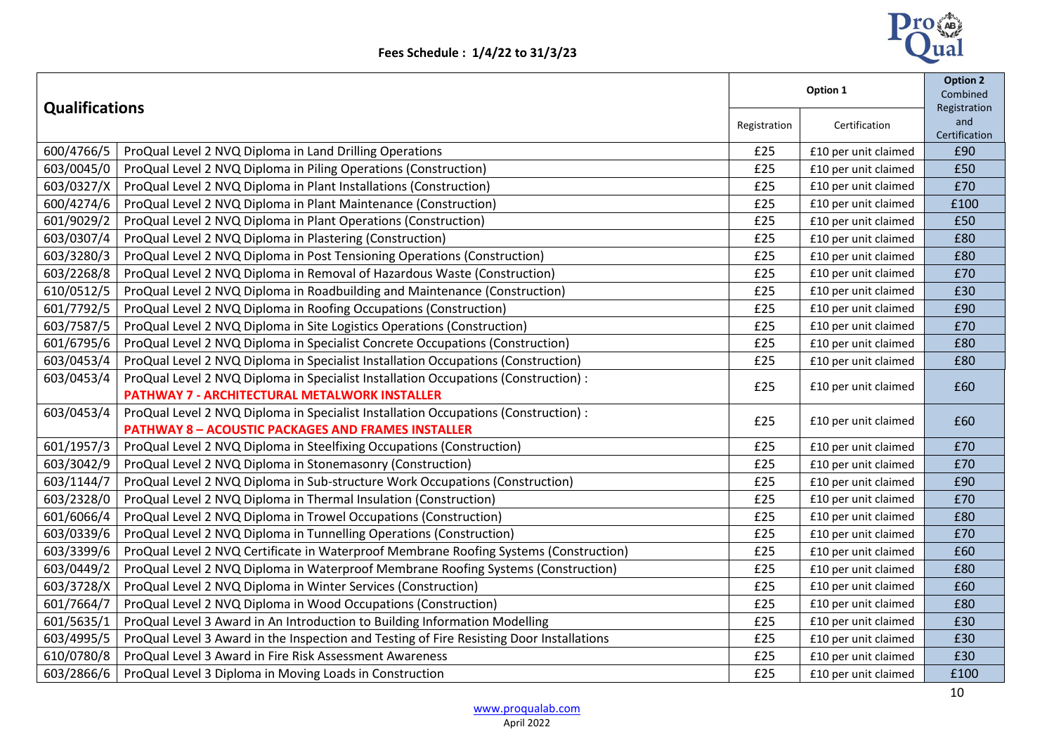Fees Schedule : 1/4/22 to 31/3/23

| Qualifications | | Option 1 | | Option 2 Combined Registration and Certification |
|---|---|---|---|---|
| | | Registration | Certification | |
| 600/4766/5 | ProQual Level 2 NVQ Diploma in Land Drilling Operations | £25 | £10 per unit claimed | £90 |
| 603/0045/0 | ProQual Level 2 NVQ Diploma in Piling Operations (Construction) | £25 | £10 per unit claimed | £50 |
| 603/0327/X | ProQual Level 2 NVQ Diploma in Plant Installations (Construction) | £25 | £10 per unit claimed | £70 |
| 600/4274/6 | ProQual Level 2 NVQ Diploma in Plant Maintenance (Construction) | £25 | £10 per unit claimed | £100 |
| 601/9029/2 | ProQual Level 2 NVQ Diploma in Plant Operations (Construction) | £25 | £10 per unit claimed | £50 |
| 603/0307/4 | ProQual Level 2 NVQ Diploma in Plastering (Construction) | £25 | £10 per unit claimed | £80 |
| 603/3280/3 | ProQual Level 2 NVQ Diploma in Post Tensioning Operations (Construction) | £25 | £10 per unit claimed | £80 |
| 603/2268/8 | ProQual Level 2 NVQ Diploma in Removal of Hazardous Waste (Construction) | £25 | £10 per unit claimed | £70 |
| 610/0512/5 | ProQual Level 2 NVQ Diploma in Roadbuilding and Maintenance (Construction) | £25 | £10 per unit claimed | £30 |
| 601/7792/5 | ProQual Level 2 NVQ Diploma in Roofing Occupations (Construction) | £25 | £10 per unit claimed | £90 |
| 603/7587/5 | ProQual Level 2 NVQ Diploma in Site Logistics Operations (Construction) | £25 | £10 per unit claimed | £70 |
| 601/6795/6 | ProQual Level 2 NVQ Diploma in Specialist Concrete Occupations (Construction) | £25 | £10 per unit claimed | £80 |
| 603/0453/4 | ProQual Level 2 NVQ Diploma in Specialist Installation Occupations (Construction) | £25 | £10 per unit claimed | £80 |
| 603/0453/4 | ProQual Level 2 NVQ Diploma in Specialist Installation Occupations (Construction) : **PATHWAY 7 - ARCHITECTURAL METALWORK INSTALLER** | £25 | £10 per unit claimed | £60 |
| 603/0453/4 | ProQual Level 2 NVQ Diploma in Specialist Installation Occupations (Construction) : **PATHWAY 8 – ACOUSTIC PACKAGES AND FRAMES INSTALLER** | £25 | £10 per unit claimed | £60 |
| 601/1957/3 | ProQual Level 2 NVQ Diploma in Steelfixing Occupations (Construction) | £25 | £10 per unit claimed | £70 |
| 603/3042/9 | ProQual Level 2 NVQ Diploma in Stonemasonry (Construction) | £25 | £10 per unit claimed | £70 |
| 603/1144/7 | ProQual Level 2 NVQ Diploma in Sub-structure Work Occupations (Construction) | £25 | £10 per unit claimed | £90 |
| 603/2328/0 | ProQual Level 2 NVQ Diploma in Thermal Insulation (Construction) | £25 | £10 per unit claimed | £70 |
| 601/6066/4 | ProQual Level 2 NVQ Diploma in Trowel Occupations (Construction) | £25 | £10 per unit claimed | £80 |
| 603/0339/6 | ProQual Level 2 NVQ Diploma in Tunnelling Operations (Construction) | £25 | £10 per unit claimed | £70 |
| 603/3399/6 | ProQual Level 2 NVQ Certificate in Waterproof Membrane Roofing Systems (Construction) | £25 | £10 per unit claimed | £60 |
| 603/0449/2 | ProQual Level 2 NVQ Diploma in Waterproof Membrane Roofing Systems (Construction) | £25 | £10 per unit claimed | £80 |
| 603/3728/X | ProQual Level 2 NVQ Diploma in Winter Services (Construction) | £25 | £10 per unit claimed | £60 |
| 601/7664/7 | ProQual Level 2 NVQ Diploma in Wood Occupations (Construction) | £25 | £10 per unit claimed | £80 |
| 601/5635/1 | ProQual Level 3 Award in An Introduction to Building Information Modelling | £25 | £10 per unit claimed | £30 |
| 603/4995/5 | ProQual Level 3 Award in the Inspection and Testing of Fire Resisting Door Installations | £25 | £10 per unit claimed | £30 |
| 610/0780/8 | ProQual Level 3 Award in Fire Risk Assessment Awareness | £25 | £10 per unit claimed | £30 |
| 603/2866/6 | ProQual Level 3 Diploma in Moving Loads in Construction | £25 | £10 per unit claimed | £100 |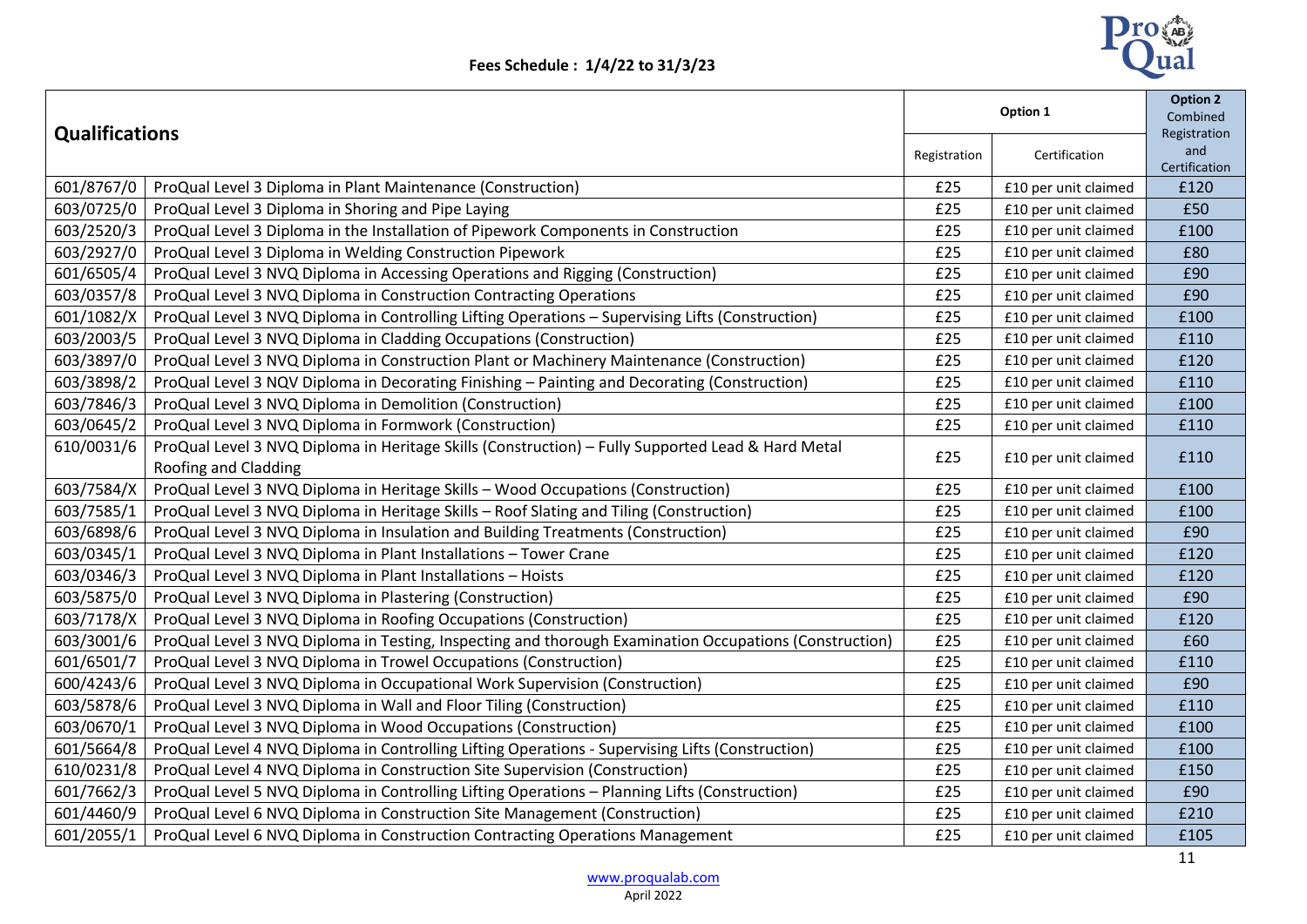Fees Schedule : 1/4/22 to 31/3/23

| Qualifications | | Option 1 | | Option 2 Combined Registration and Certification |
|---|---|---|---|---|
| | | Registration | Certification | |
| 601/8767/0 | ProQual Level 3 Diploma in Plant Maintenance (Construction) | £25 | £10 per unit claimed | £120 |
| 603/0725/0 | ProQual Level 3 Diploma in Shoring and Pipe Laying | £25 | £10 per unit claimed | £50 |
| 603/2520/3 | ProQual Level 3 Diploma in the Installation of Pipework Components in Construction | £25 | £10 per unit claimed | £100 |
| 603/2927/0 | ProQual Level 3 Diploma in Welding Construction Pipework | £25 | £10 per unit claimed | £80 |
| 601/6505/4 | ProQual Level 3 NVQ Diploma in Accessing Operations and Rigging (Construction) | £25 | £10 per unit claimed | £90 |
| 603/0357/8 | ProQual Level 3 NVQ Diploma in Construction Contracting Operations | £25 | £10 per unit claimed | £90 |
| 601/1082/X | ProQual Level 3 NVQ Diploma in Controlling Lifting Operations – Supervising Lifts (Construction) | £25 | £10 per unit claimed | £100 |
| 603/2003/5 | ProQual Level 3 NVQ Diploma in Cladding Occupations (Construction) | £25 | £10 per unit claimed | £110 |
| 603/3897/0 | ProQual Level 3 NVQ Diploma in Construction Plant or Machinery Maintenance (Construction) | £25 | £10 per unit claimed | £120 |
| 603/3898/2 | ProQual Level 3 NQV Diploma in Decorating Finishing – Painting and Decorating (Construction) | £25 | £10 per unit claimed | £110 |
| 603/7846/3 | ProQual Level 3 NVQ Diploma in Demolition (Construction) | £25 | £10 per unit claimed | £100 |
| 603/0645/2 | ProQual Level 3 NVQ Diploma in Formwork (Construction) | £25 | £10 per unit claimed | £110 |
| 610/0031/6 | ProQual Level 3 NVQ Diploma in Heritage Skills (Construction) – Fully Supported Lead & Hard Metal Roofing and Cladding | £25 | £10 per unit claimed | £110 |
| 603/7584/X | ProQual Level 3 NVQ Diploma in Heritage Skills – Wood Occupations (Construction) | £25 | £10 per unit claimed | £100 |
| 603/7585/1 | ProQual Level 3 NVQ Diploma in Heritage Skills – Roof Slating and Tiling (Construction) | £25 | £10 per unit claimed | £100 |
| 603/6898/6 | ProQual Level 3 NVQ Diploma in Insulation and Building Treatments (Construction) | £25 | £10 per unit claimed | £90 |
| 603/0345/1 | ProQual Level 3 NVQ Diploma in Plant Installations – Tower Crane | £25 | £10 per unit claimed | £120 |
| 603/0346/3 | ProQual Level 3 NVQ Diploma in Plant Installations – Hoists | £25 | £10 per unit claimed | £120 |
| 603/5875/0 | ProQual Level 3 NVQ Diploma in Plastering (Construction) | £25 | £10 per unit claimed | £90 |
| 603/7178/X | ProQual Level 3 NVQ Diploma in Roofing Occupations (Construction) | £25 | £10 per unit claimed | £120 |
| 603/3001/6 | ProQual Level 3 NVQ Diploma in Testing, Inspecting and thorough Examination Occupations (Construction) | £25 | £10 per unit claimed | £60 |
| 601/6501/7 | ProQual Level 3 NVQ Diploma in Trowel Occupations (Construction) | £25 | £10 per unit claimed | £110 |
| 600/4243/6 | ProQual Level 3 NVQ Diploma in Occupational Work Supervision (Construction) | £25 | £10 per unit claimed | £90 |
| 603/5878/6 | ProQual Level 3 NVQ Diploma in Wall and Floor Tiling (Construction) | £25 | £10 per unit claimed | £110 |
| 603/0670/1 | ProQual Level 3 NVQ Diploma in Wood Occupations (Construction) | £25 | £10 per unit claimed | £100 |
| 601/5664/8 | ProQual Level 4 NVQ Diploma in Controlling Lifting Operations - Supervising Lifts (Construction) | £25 | £10 per unit claimed | £100 |
| 610/0231/8 | ProQual Level 4 NVQ Diploma in Construction Site Supervision (Construction) | £25 | £10 per unit claimed | £150 |
| 601/7662/3 | ProQual Level 5 NVQ Diploma in Controlling Lifting Operations – Planning Lifts (Construction) | £25 | £10 per unit claimed | £90 |
| 601/4460/9 | ProQual Level 6 NVQ Diploma in Construction Site Management (Construction) | £25 | £10 per unit claimed | £210 |
| 601/2055/1 | ProQual Level 6 NVQ Diploma in Construction Contracting Operations Management | £25 | £10 per unit claimed | £105 |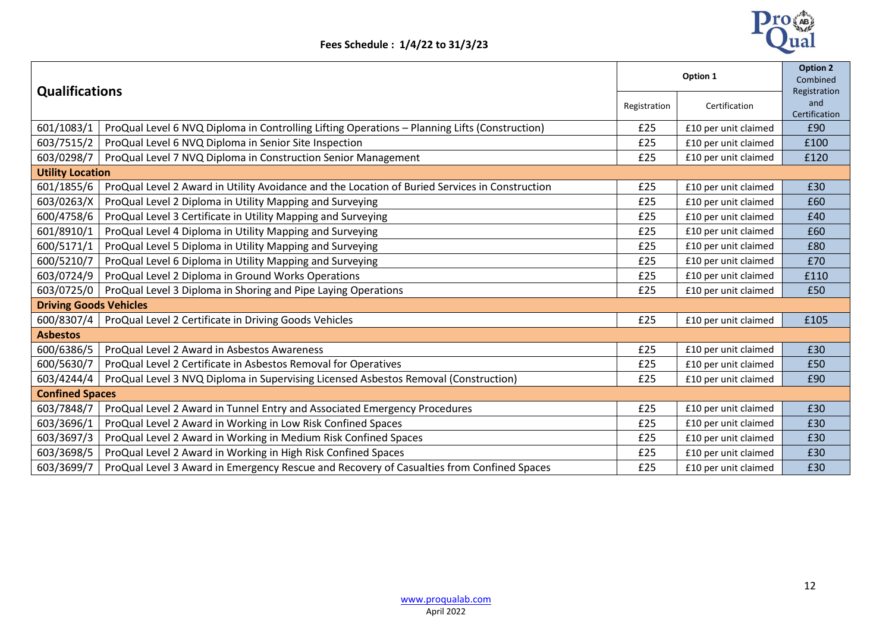**Fees Schedule : 1/4/22 to 31/3/23**

| Qualifications | | Option 1 | | Option 2 Combined Registration and Certification |
|---|---|---|---|---|
| | | Registration | Certification | |
| 601/1083/1 | ProQual Level 6 NVQ Diploma in Controlling Lifting Operations – Planning Lifts (Construction) | £25 | £10 per unit claimed | £90 |
| 603/7515/2 | ProQual Level 6 NVQ Diploma in Senior Site Inspection | £25 | £10 per unit claimed | £100 |
| 603/0298/7 | ProQual Level 7 NVQ Diploma in Construction Senior Management | £25 | £10 per unit claimed | £120 |
| **Utility Location** | | | | |
| 601/1855/6 | ProQual Level 2 Award in Utility Avoidance and the Location of Buried Services in Construction | £25 | £10 per unit claimed | £30 |
| 603/0263/X | ProQual Level 2 Diploma in Utility Mapping and Surveying | £25 | £10 per unit claimed | £60 |
| 600/4758/6 | ProQual Level 3 Certificate in Utility Mapping and Surveying | £25 | £10 per unit claimed | £40 |
| 601/8910/1 | ProQual Level 4 Diploma in Utility Mapping and Surveying | £25 | £10 per unit claimed | £60 |
| 600/5171/1 | ProQual Level 5 Diploma in Utility Mapping and Surveying | £25 | £10 per unit claimed | £80 |
| 600/5210/7 | ProQual Level 6 Diploma in Utility Mapping and Surveying | £25 | £10 per unit claimed | £70 |
| 603/0724/9 | ProQual Level 2 Diploma in Ground Works Operations | £25 | £10 per unit claimed | £110 |
| 603/0725/0 | ProQual Level 3 Diploma in Shoring and Pipe Laying Operations | £25 | £10 per unit claimed | £50 |
| **Driving Goods Vehicles** | | | | |
| 600/8307/4 | ProQual Level 2 Certificate in Driving Goods Vehicles | £25 | £10 per unit claimed | £105 |
| **Asbestos** | | | | |
| 600/6386/5 | ProQual Level 2 Award in Asbestos Awareness | £25 | £10 per unit claimed | £30 |
| 600/5630/7 | ProQual Level 2 Certificate in Asbestos Removal for Operatives | £25 | £10 per unit claimed | £50 |
| 603/4244/4 | ProQual Level 3 NVQ Diploma in Supervising Licensed Asbestos Removal (Construction) | £25 | £10 per unit claimed | £90 |
| **Confined Spaces** | | | | |
| 603/7848/7 | ProQual Level 2 Award in Tunnel Entry and Associated Emergency Procedures | £25 | £10 per unit claimed | £30 |
| 603/3696/1 | ProQual Level 2 Award in Working in Low Risk Confined Spaces | £25 | £10 per unit claimed | £30 |
| 603/3697/3 | ProQual Level 2 Award in Working in Medium Risk Confined Spaces | £25 | £10 per unit claimed | £30 |
| 603/3698/5 | ProQual Level 2 Award in Working in High Risk Confined Spaces | £25 | £10 per unit claimed | £30 |
| 603/3699/7 | ProQual Level 3 Award in Emergency Rescue and Recovery of Casualties from Confined Spaces | £25 | £10 per unit claimed | £30 |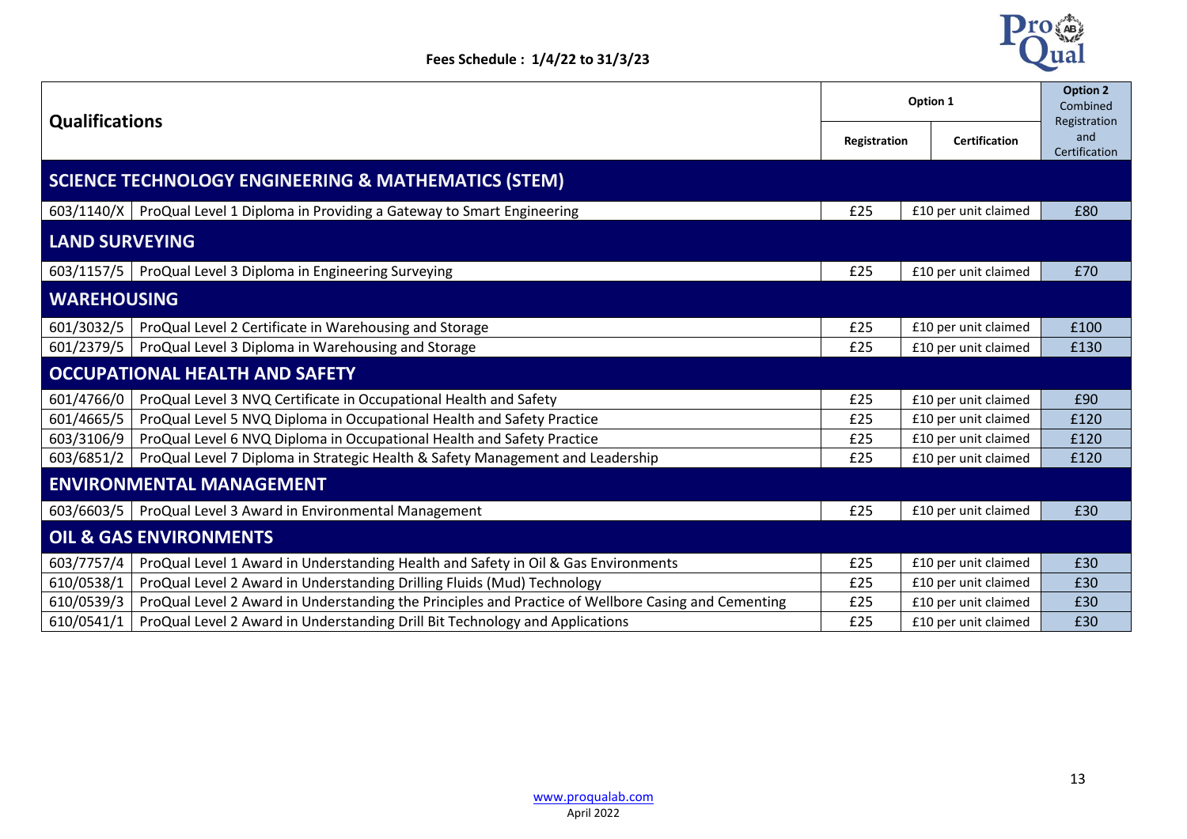Fees Schedule : 1/4/22 to 31/3/23

| Qualifications | | Option 1 | | Option 2 Combined Registration and Certification |
|---|---|---|---|---|
| | | Registration | Certification | |
| **SCIENCE TECHNOLOGY ENGINEERING & MATHEMATICS (STEM)** | | | | |
| 603/1140/X | ProQual Level 1 Diploma in Providing a Gateway to Smart Engineering | £25 | £10 per unit claimed | £80 |
| **LAND SURVEYING** | | | | |
| 603/1157/5 | ProQual Level 3 Diploma in Engineering Surveying | £25 | £10 per unit claimed | £70 |
| **WAREHOUSING** | | | | |
| 601/3032/5 | ProQual Level 2 Certificate in Warehousing and Storage | £25 | £10 per unit claimed | £100 |
| 601/2379/5 | ProQual Level 3 Diploma in Warehousing and Storage | £25 | £10 per unit claimed | £130 |
| **OCCUPATIONAL HEALTH AND SAFETY** | | | | |
| 601/4766/0 | ProQual Level 3 NVQ Certificate in Occupational Health and Safety | £25 | £10 per unit claimed | £90 |
| 601/4665/5 | ProQual Level 5 NVQ Diploma in Occupational Health and Safety Practice | £25 | £10 per unit claimed | £120 |
| 603/3106/9 | ProQual Level 6 NVQ Diploma in Occupational Health and Safety Practice | £25 | £10 per unit claimed | £120 |
| 603/6851/2 | ProQual Level 7 Diploma in Strategic Health & Safety Management and Leadership | £25 | £10 per unit claimed | £120 |
| **ENVIRONMENTAL MANAGEMENT** | | | | |
| 603/6603/5 | ProQual Level 3 Award in Environmental Management | £25 | £10 per unit claimed | £30 |
| **OIL & GAS ENVIRONMENTS** | | | | |
| 603/7757/4 | ProQual Level 1 Award in Understanding Health and Safety in Oil & Gas Environments | £25 | £10 per unit claimed | £30 |
| 610/0538/1 | ProQual Level 2 Award in Understanding Drilling Fluids (Mud) Technology | £25 | £10 per unit claimed | £30 |
| 610/0539/3 | ProQual Level 2 Award in Understanding the Principles and Practice of Wellbore Casing and Cementing | £25 | £10 per unit claimed | £30 |
| 610/0541/1 | ProQual Level 2 Award in Understanding Drill Bit Technology and Applications | £25 | £10 per unit claimed | £30 |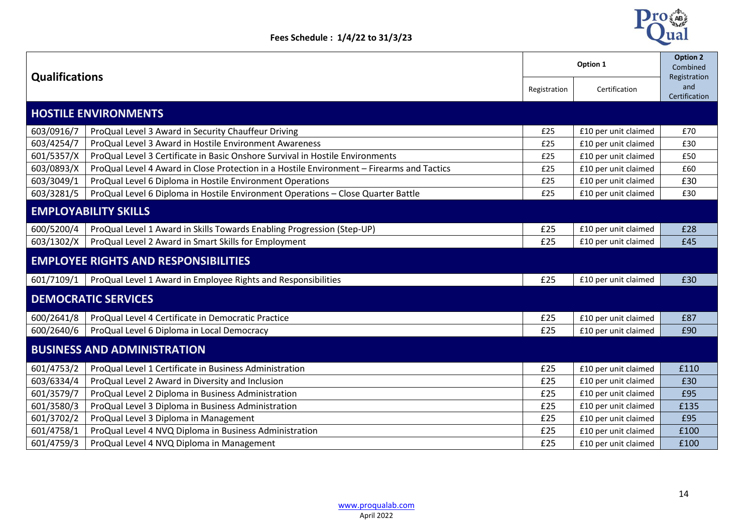Fees Schedule : 1/4/22 to 31/3/23

| Qualifications | | Option 1 | | Option 2 Combined Registration and Certification |
|---|---|---|---|---|
| | | Registration | Certification | |
| **HOSTILE ENVIRONMENTS** | | | | |
| 603/0916/7 | ProQual Level 3 Award in Security Chauffeur Driving | £25 | £10 per unit claimed | £70 |
| 603/4254/7 | ProQual Level 3 Award in Hostile Environment Awareness | £25 | £10 per unit claimed | £30 |
| 601/5357/X | ProQual Level 3 Certificate in Basic Onshore Survival in Hostile Environments | £25 | £10 per unit claimed | £50 |
| 603/0893/X | ProQual Level 4 Award in Close Protection in a Hostile Environment – Firearms and Tactics | £25 | £10 per unit claimed | £60 |
| 603/3049/1 | ProQual Level 6 Diploma in Hostile Environment Operations | £25 | £10 per unit claimed | £30 |
| 603/3281/5 | ProQual Level 6 Diploma in Hostile Environment Operations – Close Quarter Battle | £25 | £10 per unit claimed | £30 |
| **EMPLOYABILITY SKILLS** | | | | |
| 600/5200/4 | ProQual Level 1 Award in Skills Towards Enabling Progression (Step-UP) | £25 | £10 per unit claimed | £28 |
| 603/1302/X | ProQual Level 2 Award in Smart Skills for Employment | £25 | £10 per unit claimed | £45 |
| **EMPLOYEE RIGHTS AND RESPONSIBILITIES** | | | | |
| 601/7109/1 | ProQual Level 1 Award in Employee Rights and Responsibilities | £25 | £10 per unit claimed | £30 |
| **DEMOCRATIC SERVICES** | | | | |
| 600/2641/8 | ProQual Level 4 Certificate in Democratic Practice | £25 | £10 per unit claimed | £87 |
| 600/2640/6 | ProQual Level 6 Diploma in Local Democracy | £25 | £10 per unit claimed | £90 |
| **BUSINESS AND ADMINISTRATION** | | | | |
| 601/4753/2 | ProQual Level 1 Certificate in Business Administration | £25 | £10 per unit claimed | £110 |
| 603/6334/4 | ProQual Level 2 Award in Diversity and Inclusion | £25 | £10 per unit claimed | £30 |
| 601/3579/7 | ProQual Level 2 Diploma in Business Administration | £25 | £10 per unit claimed | £95 |
| 601/3580/3 | ProQual Level 3 Diploma in Business Administration | £25 | £10 per unit claimed | £135 |
| 601/3702/2 | ProQual Level 3 Diploma in Management | £25 | £10 per unit claimed | £95 |
| 601/4758/1 | ProQual Level 4 NVQ Diploma in Business Administration | £25 | £10 per unit claimed | £100 |
| 601/4759/3 | ProQual Level 4 NVQ Diploma in Management | £25 | £10 per unit claimed | £100 |

www.proqualab.com
April 2022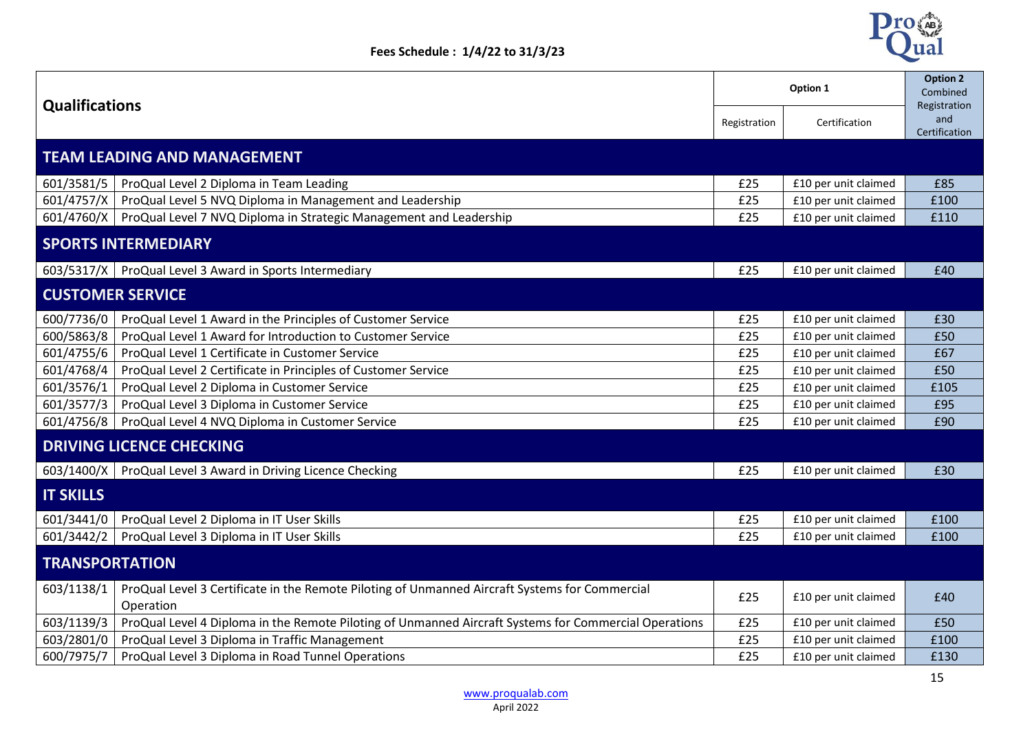**Fees Schedule : 1/4/22 to 31/3/23**

| Qualifications | | Option 1 | | Option 2 Combined Registration and Certification |
|---|---|---|---|---|
| | | Registration | Certification | |
| **TEAM LEADING AND MANAGEMENT** | | | | |
| 601/3581/5 | ProQual Level 2 Diploma in Team Leading | £25 | £10 per unit claimed | £85 |
| 601/4757/X | ProQual Level 5 NVQ Diploma in Management and Leadership | £25 | £10 per unit claimed | £100 |
| 601/4760/X | ProQual Level 7 NVQ Diploma in Strategic Management and Leadership | £25 | £10 per unit claimed | £110 |
| **SPORTS INTERMEDIARY** | | | | |
| 603/5317/X | ProQual Level 3 Award in Sports Intermediary | £25 | £10 per unit claimed | £40 |
| **CUSTOMER SERVICE** | | | | |
| 600/7736/0 | ProQual Level 1 Award in the Principles of Customer Service | £25 | £10 per unit claimed | £30 |
| 600/5863/8 | ProQual Level 1 Award for Introduction to Customer Service | £25 | £10 per unit claimed | £50 |
| 601/4755/6 | ProQual Level 1 Certificate in Customer Service | £25 | £10 per unit claimed | £67 |
| 601/4768/4 | ProQual Level 2 Certificate in Principles of Customer Service | £25 | £10 per unit claimed | £50 |
| 601/3576/1 | ProQual Level 2 Diploma in Customer Service | £25 | £10 per unit claimed | £105 |
| 601/3577/3 | ProQual Level 3 Diploma in Customer Service | £25 | £10 per unit claimed | £95 |
| 601/4756/8 | ProQual Level 4 NVQ Diploma in Customer Service | £25 | £10 per unit claimed | £90 |
| **DRIVING LICENCE CHECKING** | | | | |
| 603/1400/X | ProQual Level 3 Award in Driving Licence Checking | £25 | £10 per unit claimed | £30 |
| **IT SKILLS** | | | | |
| 601/3441/0 | ProQual Level 2 Diploma in IT User Skills | £25 | £10 per unit claimed | £100 |
| 601/3442/2 | ProQual Level 3 Diploma in IT User Skills | £25 | £10 per unit claimed | £100 |
| **TRANSPORTATION** | | | | |
| 603/1138/1 | ProQual Level 3 Certificate in the Remote Piloting of Unmanned Aircraft Systems for Commercial Operation | £25 | £10 per unit claimed | £40 |
| 603/1139/3 | ProQual Level 4 Diploma in the Remote Piloting of Unmanned Aircraft Systems for Commercial Operations | £25 | £10 per unit claimed | £50 |
| 603/2801/0 | ProQual Level 3 Diploma in Traffic Management | £25 | £10 per unit claimed | £100 |
| 600/7975/7 | ProQual Level 3 Diploma in Road Tunnel Operations | £25 | £10 per unit claimed | £130 |

www.proqualab.com
April 2022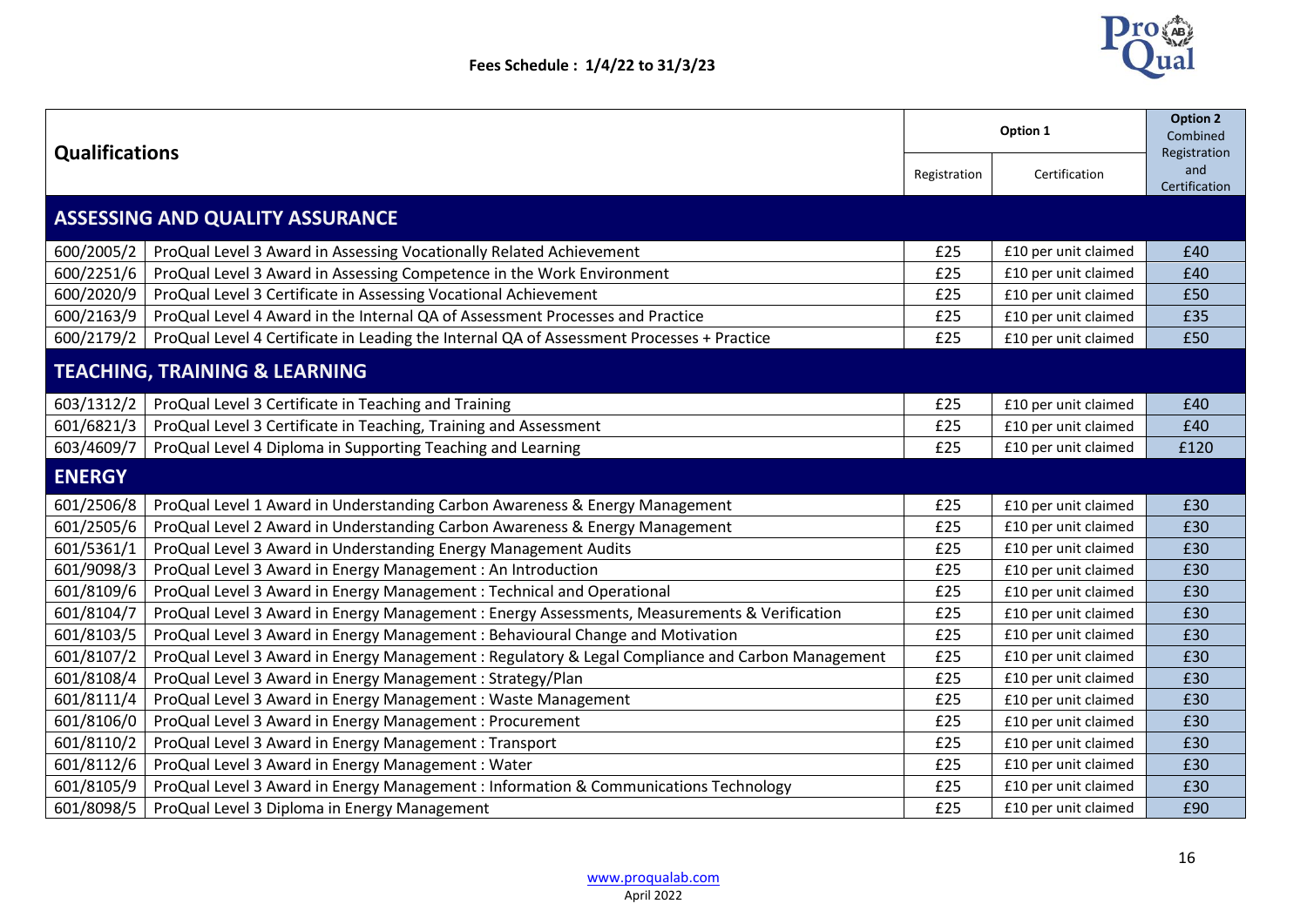**Fees Schedule : 1/4/22 to 31/3/23**

| Qualifications | | Option 1 | | Option 2 Combined Registration and Certification |
|---|---|---|---|---|
| | | Registration | Certification | |
| **ASSESSING AND QUALITY ASSURANCE** | | | | |
| 600/2005/2 | ProQual Level 3 Award in Assessing Vocationally Related Achievement | £25 | £10 per unit claimed | £40 |
| 600/2251/6 | ProQual Level 3 Award in Assessing Competence in the Work Environment | £25 | £10 per unit claimed | £40 |
| 600/2020/9 | ProQual Level 3 Certificate in Assessing Vocational Achievement | £25 | £10 per unit claimed | £50 |
| 600/2163/9 | ProQual Level 4 Award in the Internal QA of Assessment Processes and Practice | £25 | £10 per unit claimed | £35 |
| 600/2179/2 | ProQual Level 4 Certificate in Leading the Internal QA of Assessment Processes + Practice | £25 | £10 per unit claimed | £50 |
| **TEACHING, TRAINING & LEARNING** | | | | |
| 603/1312/2 | ProQual Level 3 Certificate in Teaching and Training | £25 | £10 per unit claimed | £40 |
| 601/6821/3 | ProQual Level 3 Certificate in Teaching, Training and Assessment | £25 | £10 per unit claimed | £40 |
| 603/4609/7 | ProQual Level 4 Diploma in Supporting Teaching and Learning | £25 | £10 per unit claimed | £120 |
| **ENERGY** | | | | |
| 601/2506/8 | ProQual Level 1 Award in Understanding Carbon Awareness & Energy Management | £25 | £10 per unit claimed | £30 |
| 601/2505/6 | ProQual Level 2 Award in Understanding Carbon Awareness & Energy Management | £25 | £10 per unit claimed | £30 |
| 601/5361/1 | ProQual Level 3 Award in Understanding Energy Management Audits | £25 | £10 per unit claimed | £30 |
| 601/9098/3 | ProQual Level 3 Award in Energy Management : An Introduction | £25 | £10 per unit claimed | £30 |
| 601/8109/6 | ProQual Level 3 Award in Energy Management : Technical and Operational | £25 | £10 per unit claimed | £30 |
| 601/8104/7 | ProQual Level 3 Award in Energy Management : Energy Assessments, Measurements & Verification | £25 | £10 per unit claimed | £30 |
| 601/8103/5 | ProQual Level 3 Award in Energy Management : Behavioural Change and Motivation | £25 | £10 per unit claimed | £30 |
| 601/8107/2 | ProQual Level 3 Award in Energy Management : Regulatory & Legal Compliance and Carbon Management | £25 | £10 per unit claimed | £30 |
| 601/8108/4 | ProQual Level 3 Award in Energy Management : Strategy/Plan | £25 | £10 per unit claimed | £30 |
| 601/8111/4 | ProQual Level 3 Award in Energy Management : Waste Management | £25 | £10 per unit claimed | £30 |
| 601/8106/0 | ProQual Level 3 Award in Energy Management : Procurement | £25 | £10 per unit claimed | £30 |
| 601/8110/2 | ProQual Level 3 Award in Energy Management : Transport | £25 | £10 per unit claimed | £30 |
| 601/8112/6 | ProQual Level 3 Award in Energy Management : Water | £25 | £10 per unit claimed | £30 |
| 601/8105/9 | ProQual Level 3 Award in Energy Management : Information & Communications Technology | £25 | £10 per unit claimed | £30 |
| 601/8098/5 | ProQual Level 3 Diploma in Energy Management | £25 | £10 per unit claimed | £90 |

www.proqualab.com
April 2022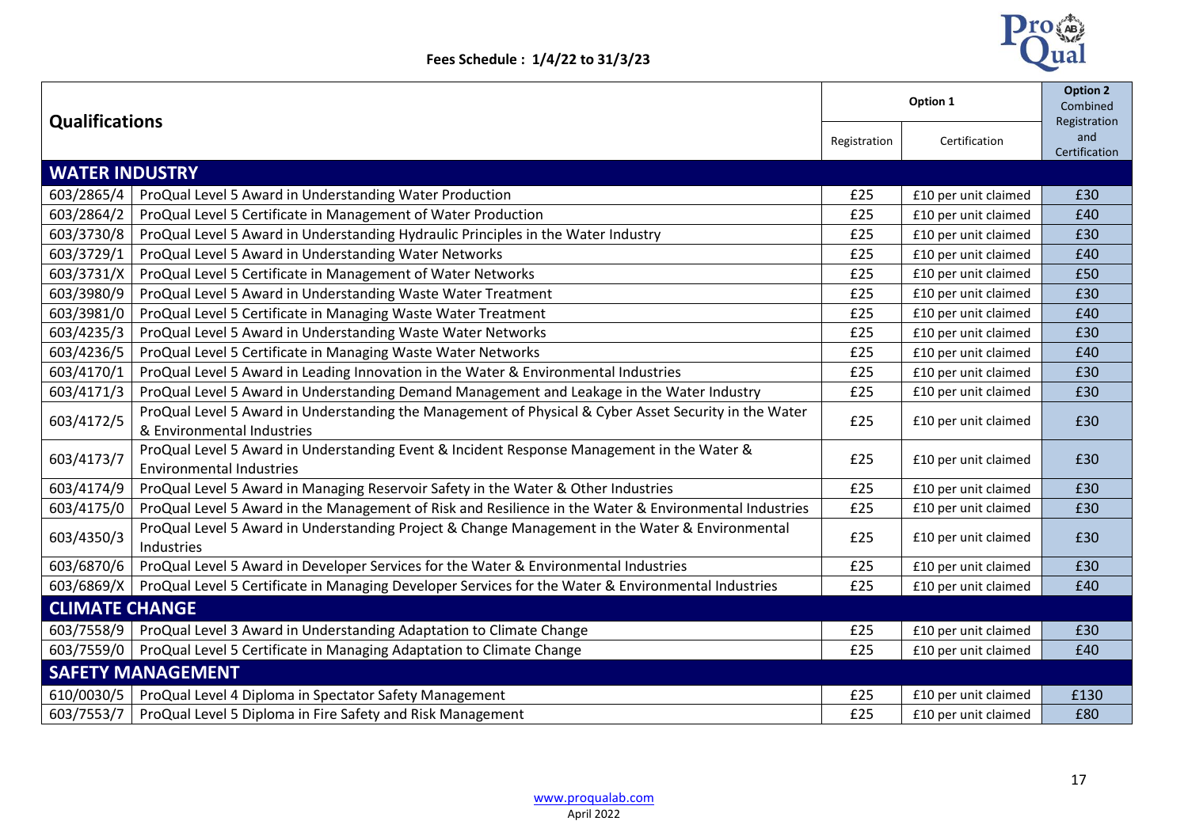**Fees Schedule : 1/4/22 to 31/3/23**

| Qualifications | | Option 1 | | Option 2 Combined Registration and Certification |
|---|---|---|---|---|
| | | Registration | Certification | |
| **WATER INDUSTRY** | | | | |
| 603/2865/4 | ProQual Level 5 Award in Understanding Water Production | £25 | £10 per unit claimed | £30 |
| 603/2864/2 | ProQual Level 5 Certificate in Management of Water Production | £25 | £10 per unit claimed | £40 |
| 603/3730/8 | ProQual Level 5 Award in Understanding Hydraulic Principles in the Water Industry | £25 | £10 per unit claimed | £30 |
| 603/3729/1 | ProQual Level 5 Award in Understanding Water Networks | £25 | £10 per unit claimed | £40 |
| 603/3731/X | ProQual Level 5 Certificate in Management of Water Networks | £25 | £10 per unit claimed | £50 |
| 603/3980/9 | ProQual Level 5 Award in Understanding Waste Water Treatment | £25 | £10 per unit claimed | £30 |
| 603/3981/0 | ProQual Level 5 Certificate in Managing Waste Water Treatment | £25 | £10 per unit claimed | £40 |
| 603/4235/3 | ProQual Level 5 Award in Understanding Waste Water Networks | £25 | £10 per unit claimed | £30 |
| 603/4236/5 | ProQual Level 5 Certificate in Managing Waste Water Networks | £25 | £10 per unit claimed | £40 |
| 603/4170/1 | ProQual Level 5 Award in Leading Innovation in the Water & Environmental Industries | £25 | £10 per unit claimed | £30 |
| 603/4171/3 | ProQual Level 5 Award in Understanding Demand Management and Leakage in the Water Industry | £25 | £10 per unit claimed | £30 |
| 603/4172/5 | ProQual Level 5 Award in Understanding the Management of Physical & Cyber Asset Security in the Water & Environmental Industries | £25 | £10 per unit claimed | £30 |
| 603/4173/7 | ProQual Level 5 Award in Understanding Event & Incident Response Management in the Water & Environmental Industries | £25 | £10 per unit claimed | £30 |
| 603/4174/9 | ProQual Level 5 Award in Managing Reservoir Safety in the Water & Other Industries | £25 | £10 per unit claimed | £30 |
| 603/4175/0 | ProQual Level 5 Award in the Management of Risk and Resilience in the Water & Environmental Industries | £25 | £10 per unit claimed | £30 |
| 603/4350/3 | ProQual Level 5 Award in Understanding Project & Change Management in the Water & Environmental Industries | £25 | £10 per unit claimed | £30 |
| 603/6870/6 | ProQual Level 5 Award in Developer Services for the Water & Environmental Industries | £25 | £10 per unit claimed | £30 |
| 603/6869/X | ProQual Level 5 Certificate in Managing Developer Services for the Water & Environmental Industries | £25 | £10 per unit claimed | £40 |
| **CLIMATE CHANGE** | | | | |
| 603/7558/9 | ProQual Level 3 Award in Understanding Adaptation to Climate Change | £25 | £10 per unit claimed | £30 |
| 603/7559/0 | ProQual Level 5 Certificate in Managing Adaptation to Climate Change | £25 | £10 per unit claimed | £40 |
| **SAFETY MANAGEMENT** | | | | |
| 610/0030/5 | ProQual Level 4 Diploma in Spectator Safety Management | £25 | £10 per unit claimed | £130 |
| 603/7553/7 | ProQual Level 5 Diploma in Fire Safety and Risk Management | £25 | £10 per unit claimed | £80 |

www.proqualab.com
April 2022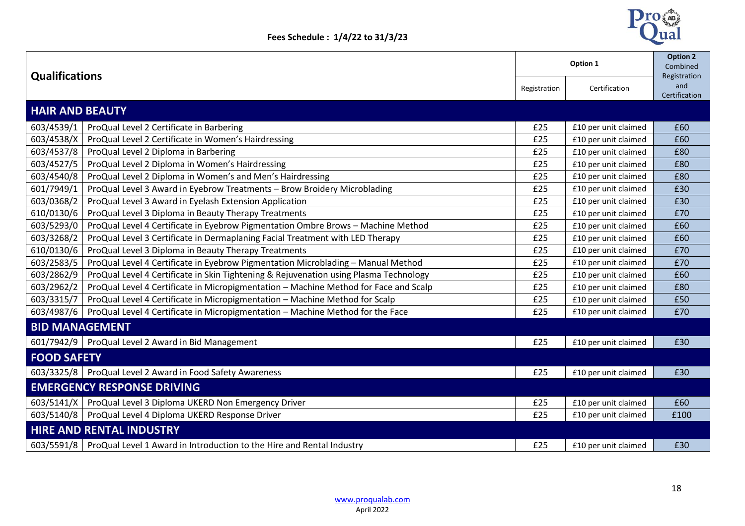**Fees Schedule : 1/4/22 to 31/3/23**

| Qualifications | | Option 1 | | Option 2 Combined Registration and Certification |
|---|---|---|---|---|
| | | Registration | Certification | |
| **HAIR AND BEAUTY** | | | | |
| 603/4539/1 | ProQual Level 2 Certificate in Barbering | £25 | £10 per unit claimed | £60 |
| 603/4538/X | ProQual Level 2 Certificate in Women's Hairdressing | £25 | £10 per unit claimed | £60 |
| 603/4537/8 | ProQual Level 2 Diploma in Barbering | £25 | £10 per unit claimed | £80 |
| 603/4527/5 | ProQual Level 2 Diploma in Women's Hairdressing | £25 | £10 per unit claimed | £80 |
| 603/4540/8 | ProQual Level 2 Diploma in Women's and Men's Hairdressing | £25 | £10 per unit claimed | £80 |
| 601/7949/1 | ProQual Level 3 Award in Eyebrow Treatments – Brow Broidery Microblading | £25 | £10 per unit claimed | £30 |
| 603/0368/2 | ProQual Level 3 Award in Eyelash Extension Application | £25 | £10 per unit claimed | £30 |
| 610/0130/6 | ProQual Level 3 Diploma in Beauty Therapy Treatments | £25 | £10 per unit claimed | £70 |
| 603/5293/0 | ProQual Level 4 Certificate in Eyebrow Pigmentation Ombre Brows – Machine Method | £25 | £10 per unit claimed | £60 |
| 603/3268/2 | ProQual Level 3 Certificate in Dermaplaning Facial Treatment with LED Therapy | £25 | £10 per unit claimed | £60 |
| 610/0130/6 | ProQual Level 3 Diploma in Beauty Therapy Treatments | £25 | £10 per unit claimed | £70 |
| 603/2583/5 | ProQual Level 4 Certificate in Eyebrow Pigmentation Microblading – Manual Method | £25 | £10 per unit claimed | £70 |
| 603/2862/9 | ProQual Level 4 Certificate in Skin Tightening & Rejuvenation using Plasma Technology | £25 | £10 per unit claimed | £60 |
| 603/2962/2 | ProQual Level 4 Certificate in Micropigmentation – Machine Method for Face and Scalp | £25 | £10 per unit claimed | £80 |
| 603/3315/7 | ProQual Level 4 Certificate in Micropigmentation – Machine Method for Scalp | £25 | £10 per unit claimed | £50 |
| 603/4987/6 | ProQual Level 4 Certificate in Micropigmentation – Machine Method for the Face | £25 | £10 per unit claimed | £70 |
| **BID MANAGEMENT** | | | | |
| 601/7942/9 | ProQual Level 2 Award in Bid Management | £25 | £10 per unit claimed | £30 |
| **FOOD SAFETY** | | | | |
| 603/3325/8 | ProQual Level 2 Award in Food Safety Awareness | £25 | £10 per unit claimed | £30 |
| **EMERGENCY RESPONSE DRIVING** | | | | |
| 603/5141/X | ProQual Level 3 Diploma UKERD Non Emergency Driver | £25 | £10 per unit claimed | £60 |
| 603/5140/8 | ProQual Level 4 Diploma UKERD Response Driver | £25 | £10 per unit claimed | £100 |
| **HIRE AND RENTAL INDUSTRY** | | | | |
| 603/5591/8 | ProQual Level 1 Award in Introduction to the Hire and Rental Industry | £25 | £10 per unit claimed | £30 |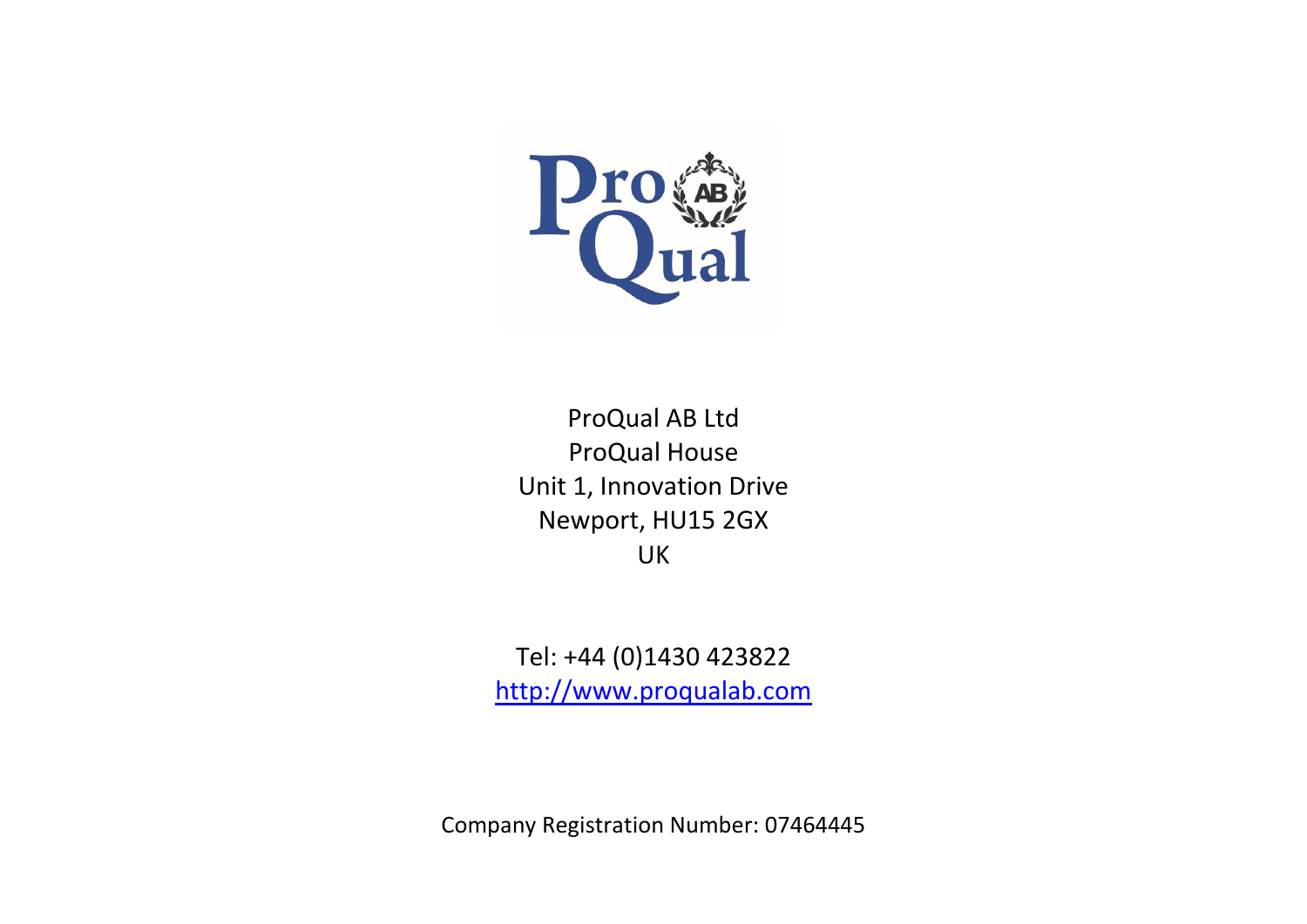ProQual AB Ltd
ProQual House
Unit 1, Innovation Drive
Newport, HU15 2GX
UK

Tel: +44 (0)1430 423822
http://www.proqualab.com

Company Registration Number: 07464445